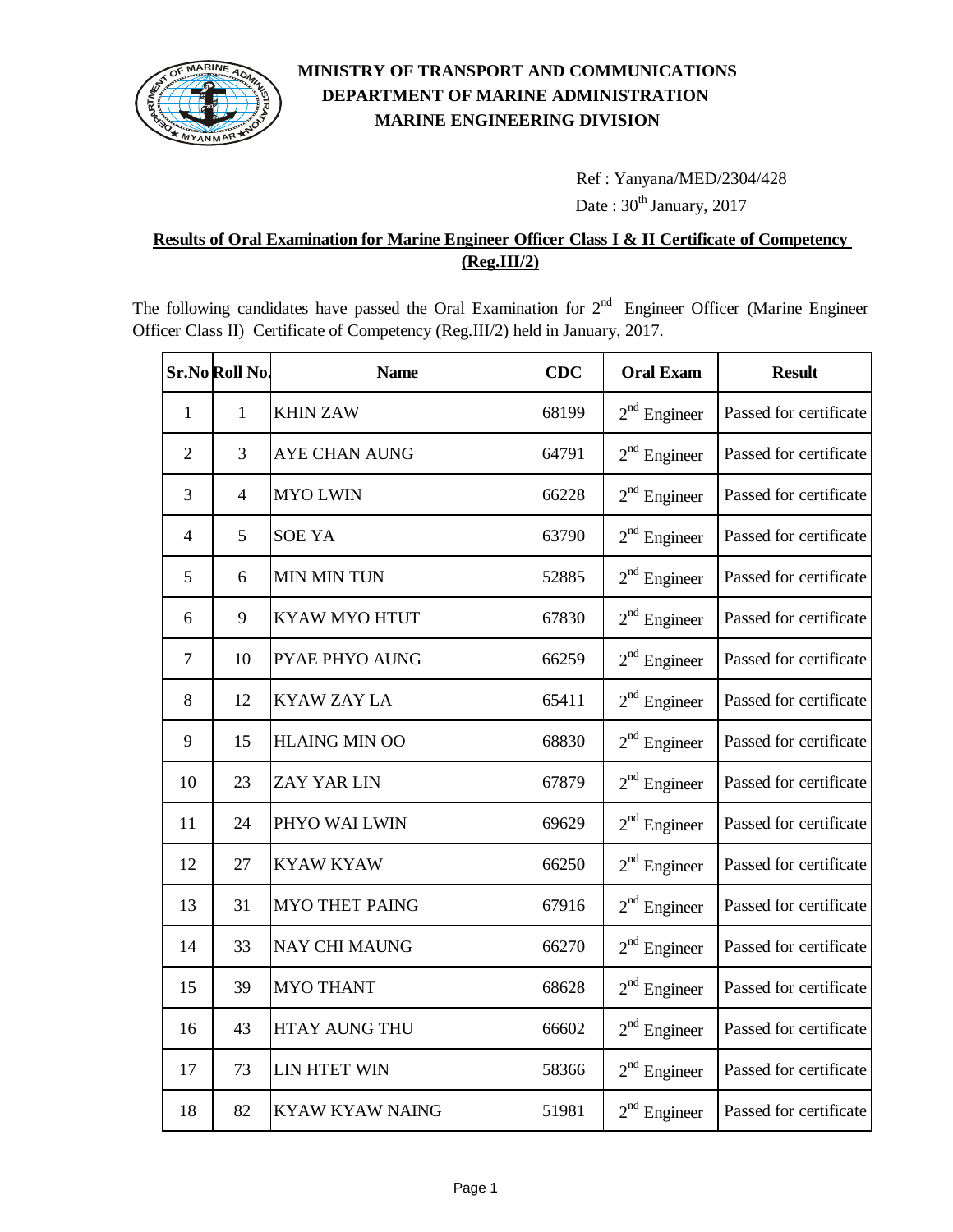**MINISTRY OF TRANSPORT AND COMMUNICATIONS**
**DEPARTMENT OF MARINE ADMINISTRATION**
**MARINE ENGINEERING DIVISION**

Ref : Yanyana/MED/2304/428

Date : $30^{th}$ January, 2017

## Results of Oral Examination for Marine Engineer Officer Class I & II Certificate of Competency (Reg.III/2)

The following candidates have passed the Oral Examination for $2^{nd}$ Engineer Officer (Marine Engineer Officer Class II) Certificate of Competency (Reg.III/2) held in January, 2017.

| Sr.No | Roll No. | Name | CDC | Oral Exam | Result |
|---|---|---|---|---|---|
| 1 | 1 | KHIN ZAW | 68199 | $2^{nd}$ Engineer | Passed for certificate |
| 2 | 3 | AYE CHAN AUNG | 64791 | $2^{nd}$ Engineer | Passed for certificate |
| 3 | 4 | MYO LWIN | 66228 | $2^{nd}$ Engineer | Passed for certificate |
| 4 | 5 | SOE YA | 63790 | $2^{nd}$ Engineer | Passed for certificate |
| 5 | 6 | MIN MIN TUN | 52885 | $2^{nd}$ Engineer | Passed for certificate |
| 6 | 9 | KYAW MYO HTUT | 67830 | $2^{nd}$ Engineer | Passed for certificate |
| 7 | 10 | PYAE PHYO AUNG | 66259 | $2^{nd}$ Engineer | Passed for certificate |
| 8 | 12 | KYAW ZAY LA | 65411 | $2^{nd}$ Engineer | Passed for certificate |
| 9 | 15 | HLAING MIN OO | 68830 | $2^{nd}$ Engineer | Passed for certificate |
| 10 | 23 | ZAY YAR LIN | 67879 | $2^{nd}$ Engineer | Passed for certificate |
| 11 | 24 | PHYO WAI LWIN | 69629 | $2^{nd}$ Engineer | Passed for certificate |
| 12 | 27 | KYAW KYAW | 66250 | $2^{nd}$ Engineer | Passed for certificate |
| 13 | 31 | MYO THET PAING | 67916 | $2^{nd}$ Engineer | Passed for certificate |
| 14 | 33 | NAY CHI MAUNG | 66270 | $2^{nd}$ Engineer | Passed for certificate |
| 15 | 39 | MYO THANT | 68628 | $2^{nd}$ Engineer | Passed for certificate |
| 16 | 43 | HTAY AUNG THU | 66602 | $2^{nd}$ Engineer | Passed for certificate |
| 17 | 73 | LIN HTET WIN | 58366 | $2^{nd}$ Engineer | Passed for certificate |
| 18 | 82 | KYAW KYAW NAING | 51981 | $2^{nd}$ Engineer | Passed for certificate |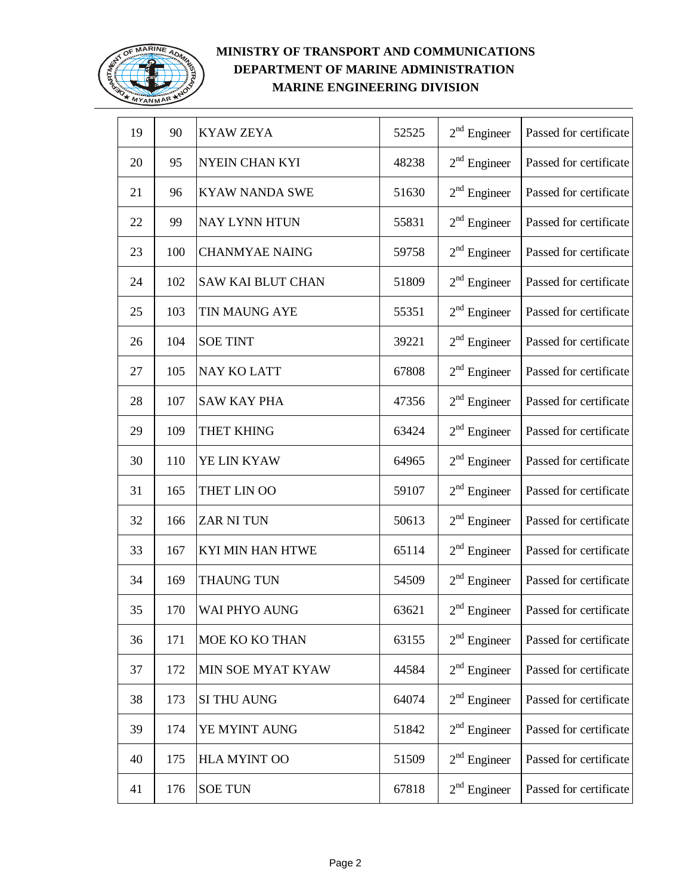**MINISTRY OF TRANSPORT AND COMMUNICATIONS**
**DEPARTMENT OF MARINE ADMINISTRATION**
**MARINE ENGINEERING DIVISION**

| | | | | | |
|---|---|---|---|---|---|
| 19 | 90 | KYAW ZEYA | 52525 | $2^{nd}$ Engineer | Passed for certificate |
| 20 | 95 | NYEIN CHAN KYI | 48238 | $2^{nd}$ Engineer | Passed for certificate |
| 21 | 96 | KYAW NANDA SWE | 51630 | $2^{nd}$ Engineer | Passed for certificate |
| 22 | 99 | NAY LYNN HTUN | 55831 | $2^{nd}$ Engineer | Passed for certificate |
| 23 | 100 | CHANMYAE NAING | 59758 | $2^{nd}$ Engineer | Passed for certificate |
| 24 | 102 | SAW KAI BLUT CHAN | 51809 | $2^{nd}$ Engineer | Passed for certificate |
| 25 | 103 | TIN MAUNG AYE | 55351 | $2^{nd}$ Engineer | Passed for certificate |
| 26 | 104 | SOE TINT | 39221 | $2^{nd}$ Engineer | Passed for certificate |
| 27 | 105 | NAY KO LATT | 67808 | $2^{nd}$ Engineer | Passed for certificate |
| 28 | 107 | SAW KAY PHA | 47356 | $2^{nd}$ Engineer | Passed for certificate |
| 29 | 109 | THET KHING | 63424 | $2^{nd}$ Engineer | Passed for certificate |
| 30 | 110 | YE LIN KYAW | 64965 | $2^{nd}$ Engineer | Passed for certificate |
| 31 | 165 | THET LIN OO | 59107 | $2^{nd}$ Engineer | Passed for certificate |
| 32 | 166 | ZAR NI TUN | 50613 | $2^{nd}$ Engineer | Passed for certificate |
| 33 | 167 | KYI MIN HAN HTWE | 65114 | $2^{nd}$ Engineer | Passed for certificate |
| 34 | 169 | THAUNG TUN | 54509 | $2^{nd}$ Engineer | Passed for certificate |
| 35 | 170 | WAI PHYO AUNG | 63621 | $2^{nd}$ Engineer | Passed for certificate |
| 36 | 171 | MOE KO KO THAN | 63155 | $2^{nd}$ Engineer | Passed for certificate |
| 37 | 172 | MIN SOE MYAT KYAW | 44584 | $2^{nd}$ Engineer | Passed for certificate |
| 38 | 173 | SI THU AUNG | 64074 | $2^{nd}$ Engineer | Passed for certificate |
| 39 | 174 | YE MYINT AUNG | 51842 | $2^{nd}$ Engineer | Passed for certificate |
| 40 | 175 | HLA MYINT OO | 51509 | $2^{nd}$ Engineer | Passed for certificate |
| 41 | 176 | SOE TUN | 67818 | $2^{nd}$ Engineer | Passed for certificate |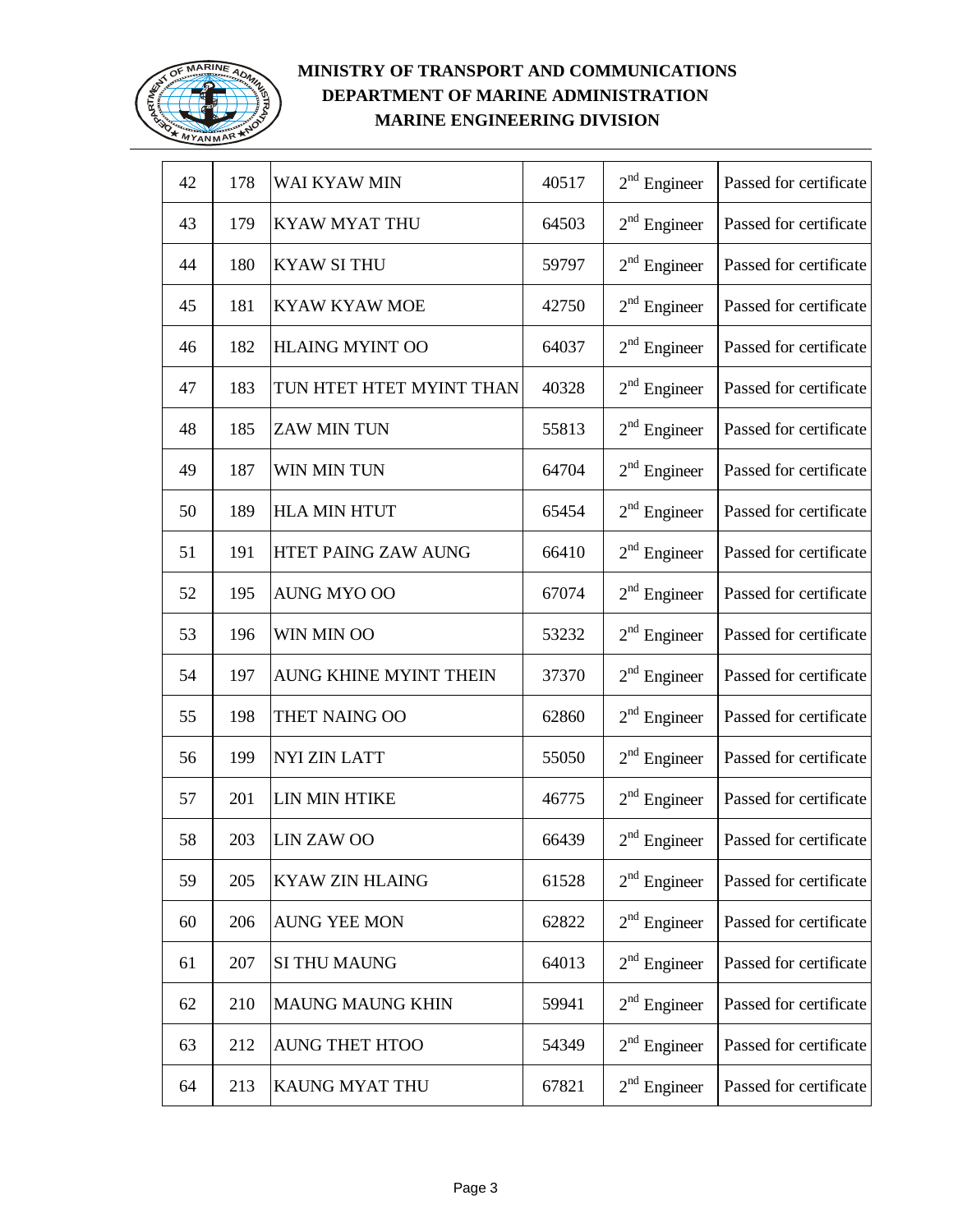**MINISTRY OF TRANSPORT AND COMMUNICATIONS**
**DEPARTMENT OF MARINE ADMINISTRATION**
**MARINE ENGINEERING DIVISION**

| | | | | | |
|---|---|---|---|---|---|
| 42 | 178 | WAI KYAW MIN | 40517 | $2^{nd}$ Engineer | Passed for certificate |
| 43 | 179 | KYAW MYAT THU | 64503 | $2^{nd}$ Engineer | Passed for certificate |
| 44 | 180 | KYAW SI THU | 59797 | $2^{nd}$ Engineer | Passed for certificate |
| 45 | 181 | KYAW KYAW MOE | 42750 | $2^{nd}$ Engineer | Passed for certificate |
| 46 | 182 | HLAING MYINT OO | 64037 | $2^{nd}$ Engineer | Passed for certificate |
| 47 | 183 | TUN HTET HTET MYINT THAN | 40328 | $2^{nd}$ Engineer | Passed for certificate |
| 48 | 185 | ZAW MIN TUN | 55813 | $2^{nd}$ Engineer | Passed for certificate |
| 49 | 187 | WIN MIN TUN | 64704 | $2^{nd}$ Engineer | Passed for certificate |
| 50 | 189 | HLA MIN HTUT | 65454 | $2^{nd}$ Engineer | Passed for certificate |
| 51 | 191 | HTET PAING ZAW AUNG | 66410 | $2^{nd}$ Engineer | Passed for certificate |
| 52 | 195 | AUNG MYO OO | 67074 | $2^{nd}$ Engineer | Passed for certificate |
| 53 | 196 | WIN MIN OO | 53232 | $2^{nd}$ Engineer | Passed for certificate |
| 54 | 197 | AUNG KHINE MYINT THEIN | 37370 | $2^{nd}$ Engineer | Passed for certificate |
| 55 | 198 | THET NAING OO | 62860 | $2^{nd}$ Engineer | Passed for certificate |
| 56 | 199 | NYI ZIN LATT | 55050 | $2^{nd}$ Engineer | Passed for certificate |
| 57 | 201 | LIN MIN HTIKE | 46775 | $2^{nd}$ Engineer | Passed for certificate |
| 58 | 203 | LIN ZAW OO | 66439 | $2^{nd}$ Engineer | Passed for certificate |
| 59 | 205 | KYAW ZIN HLAING | 61528 | $2^{nd}$ Engineer | Passed for certificate |
| 60 | 206 | AUNG YEE MON | 62822 | $2^{nd}$ Engineer | Passed for certificate |
| 61 | 207 | SI THU MAUNG | 64013 | $2^{nd}$ Engineer | Passed for certificate |
| 62 | 210 | MAUNG MAUNG KHIN | 59941 | $2^{nd}$ Engineer | Passed for certificate |
| 63 | 212 | AUNG THET HTOO | 54349 | $2^{nd}$ Engineer | Passed for certificate |
| 64 | 213 | KAUNG MYAT THU | 67821 | $2^{nd}$ Engineer | Passed for certificate |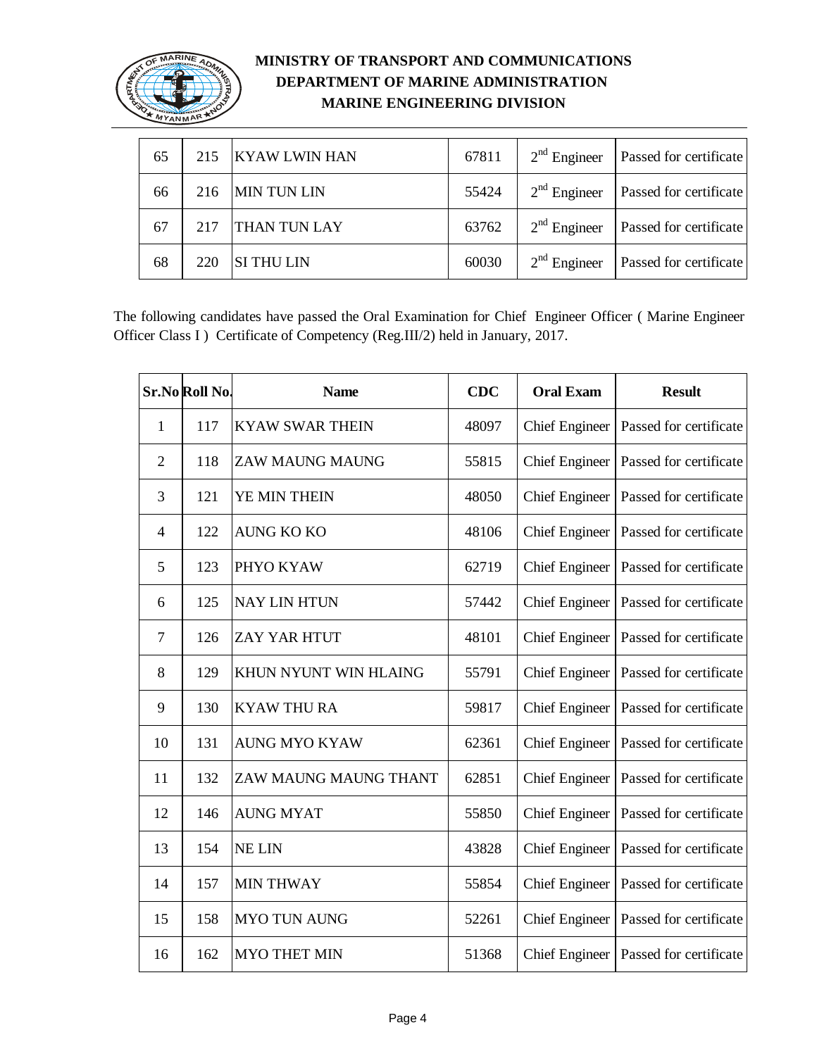| 65 | 215 | KYAW LWIN HAN | 67811 | $2^{nd}$ Engineer | Passed for certificate |
|---|---|---|---|---|---|
| 66 | 216 | MIN TUN LIN | 55424 | $2^{nd}$ Engineer | Passed for certificate |
| 67 | 217 | THAN TUN LAY | 63762 | $2^{nd}$ Engineer | Passed for certificate |
| 68 | 220 | SI THU LIN | 60030 | $2^{nd}$ Engineer | Passed for certificate |

The following candidates have passed the Oral Examination for Chief Engineer Officer ( Marine Engineer Officer Class I ) Certificate of Competency (Reg.III/2) held in January, 2017.

| Sr.No | Roll No. | Name | CDC | Oral Exam | Result |
|---|---|---|---|---|---|
| 1 | 117 | KYAW SWAR THEIN | 48097 | Chief Engineer | Passed for certificate |
| 2 | 118 | ZAW MAUNG MAUNG | 55815 | Chief Engineer | Passed for certificate |
| 3 | 121 | YE MIN THEIN | 48050 | Chief Engineer | Passed for certificate |
| 4 | 122 | AUNG KO KO | 48106 | Chief Engineer | Passed for certificate |
| 5 | 123 | PHYO KYAW | 62719 | Chief Engineer | Passed for certificate |
| 6 | 125 | NAY LIN HTUN | 57442 | Chief Engineer | Passed for certificate |
| 7 | 126 | ZAY YAR HTUT | 48101 | Chief Engineer | Passed for certificate |
| 8 | 129 | KHUN NYUNT WIN HLAING | 55791 | Chief Engineer | Passed for certificate |
| 9 | 130 | KYAW THU RA | 59817 | Chief Engineer | Passed for certificate |
| 10 | 131 | AUNG MYO KYAW | 62361 | Chief Engineer | Passed for certificate |
| 11 | 132 | ZAW MAUNG MAUNG THANT | 62851 | Chief Engineer | Passed for certificate |
| 12 | 146 | AUNG MYAT | 55850 | Chief Engineer | Passed for certificate |
| 13 | 154 | NE LIN | 43828 | Chief Engineer | Passed for certificate |
| 14 | 157 | MIN THWAY | 55854 | Chief Engineer | Passed for certificate |
| 15 | 158 | MYO TUN AUNG | 52261 | Chief Engineer | Passed for certificate |
| 16 | 162 | MYO THET MIN | 51368 | Chief Engineer | Passed for certificate |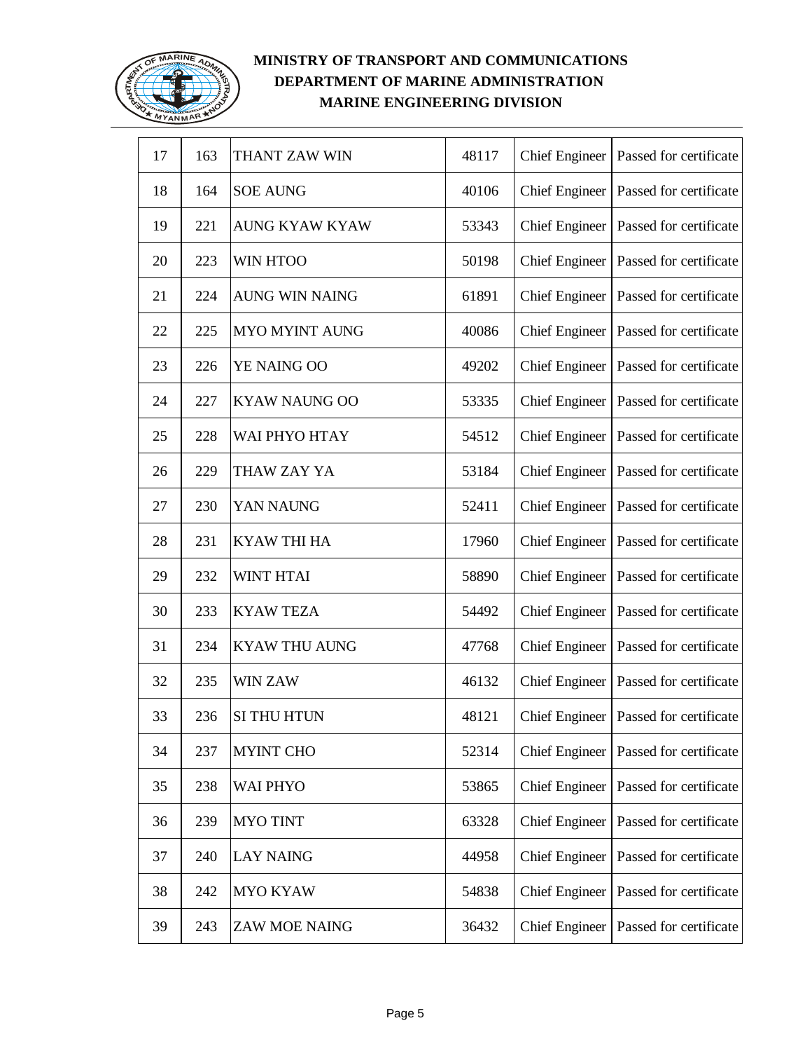**MINISTRY OF TRANSPORT AND COMMUNICATIONS**
**DEPARTMENT OF MARINE ADMINISTRATION**
**MARINE ENGINEERING DIVISION**

| 17 | 163 | THANT ZAW WIN | 48117 | Chief Engineer | Passed for certificate |
|---|---|---|---|---|---|
| 18 | 164 | SOE AUNG | 40106 | Chief Engineer | Passed for certificate |
| 19 | 221 | AUNG KYAW KYAW | 53343 | Chief Engineer | Passed for certificate |
| 20 | 223 | WIN HTOO | 50198 | Chief Engineer | Passed for certificate |
| 21 | 224 | AUNG WIN NAING | 61891 | Chief Engineer | Passed for certificate |
| 22 | 225 | MYO MYINT AUNG | 40086 | Chief Engineer | Passed for certificate |
| 23 | 226 | YE NAING OO | 49202 | Chief Engineer | Passed for certificate |
| 24 | 227 | KYAW NAUNG OO | 53335 | Chief Engineer | Passed for certificate |
| 25 | 228 | WAI PHYO HTAY | 54512 | Chief Engineer | Passed for certificate |
| 26 | 229 | THAW ZAY YA | 53184 | Chief Engineer | Passed for certificate |
| 27 | 230 | YAN NAUNG | 52411 | Chief Engineer | Passed for certificate |
| 28 | 231 | KYAW THI HA | 17960 | Chief Engineer | Passed for certificate |
| 29 | 232 | WINT HTAI | 58890 | Chief Engineer | Passed for certificate |
| 30 | 233 | KYAW TEZA | 54492 | Chief Engineer | Passed for certificate |
| 31 | 234 | KYAW THU AUNG | 47768 | Chief Engineer | Passed for certificate |
| 32 | 235 | WIN ZAW | 46132 | Chief Engineer | Passed for certificate |
| 33 | 236 | SI THU HTUN | 48121 | Chief Engineer | Passed for certificate |
| 34 | 237 | MYINT CHO | 52314 | Chief Engineer | Passed for certificate |
| 35 | 238 | WAI PHYO | 53865 | Chief Engineer | Passed for certificate |
| 36 | 239 | MYO TINT | 63328 | Chief Engineer | Passed for certificate |
| 37 | 240 | LAY NAING | 44958 | Chief Engineer | Passed for certificate |
| 38 | 242 | MYO KYAW | 54838 | Chief Engineer | Passed for certificate |
| 39 | 243 | ZAW MOE NAING | 36432 | Chief Engineer | Passed for certificate |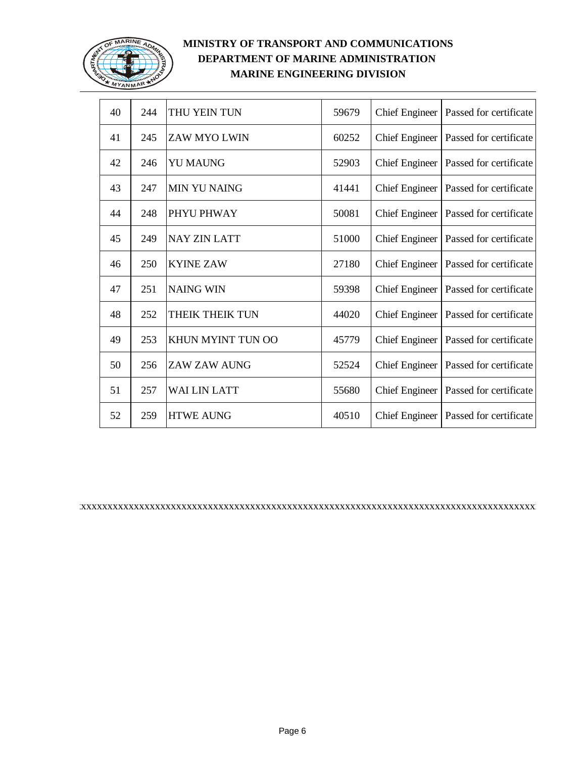**MINISTRY OF TRANSPORT AND COMMUNICATIONS**
**DEPARTMENT OF MARINE ADMINISTRATION**
**MARINE ENGINEERING DIVISION**

| | | | | | |
|---|---|---|---|---|---|
| 40 | 244 | THU YEIN TUN | 59679 | Chief Engineer | Passed for certificate |
| 41 | 245 | ZAW MYO LWIN | 60252 | Chief Engineer | Passed for certificate |
| 42 | 246 | YU MAUNG | 52903 | Chief Engineer | Passed for certificate |
| 43 | 247 | MIN YU NAING | 41441 | Chief Engineer | Passed for certificate |
| 44 | 248 | PHYU PHWAY | 50081 | Chief Engineer | Passed for certificate |
| 45 | 249 | NAY ZIN LATT | 51000 | Chief Engineer | Passed for certificate |
| 46 | 250 | KYINE ZAW | 27180 | Chief Engineer | Passed for certificate |
| 47 | 251 | NAING WIN | 59398 | Chief Engineer | Passed for certificate |
| 48 | 252 | THEIK THEIK TUN | 44020 | Chief Engineer | Passed for certificate |
| 49 | 253 | KHUN MYINT TUN OO | 45779 | Chief Engineer | Passed for certificate |
| 50 | 256 | ZAW ZAW AUNG | 52524 | Chief Engineer | Passed for certificate |
| 51 | 257 | WAI LIN LATT | 55680 | Chief Engineer | Passed for certificate |
| 52 | 259 | HTWE AUNG | 40510 | Chief Engineer | Passed for certificate |

xxxxxxxxxxxxxxxxxxxxxxxxxxxxxxxxxxxxxxxxxxxxxxxxxxxxxxxxxxxxxxxxxxxxxxxxxxxxxxxxxxxxxxxxxxxx